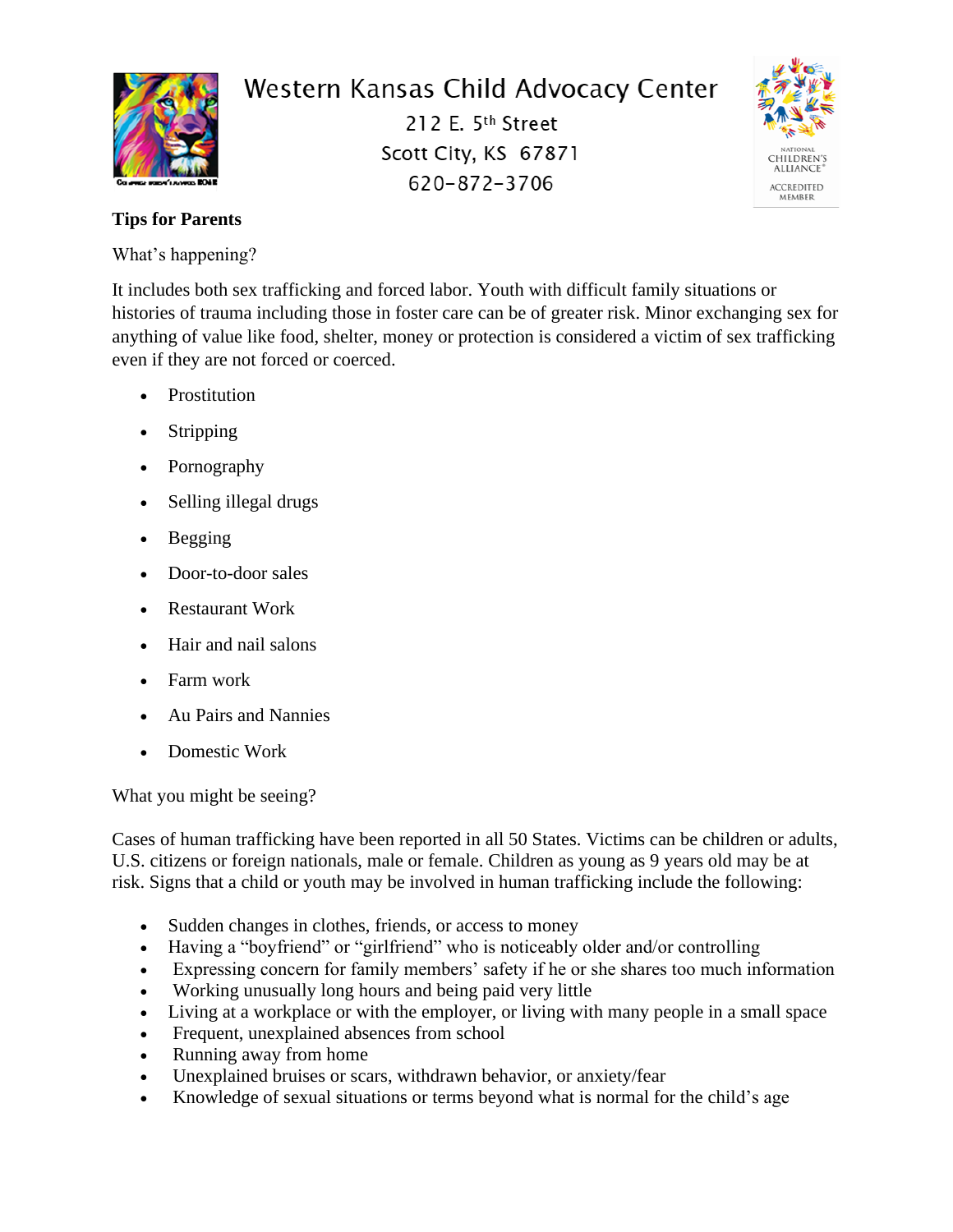# Western Kansas Child Advocacy Center

212 E. 5th Street
Scott City, KS 67871
620-872-3706

NATIONAL CHILDREN'S ALLIANCE® ACCREDITED MEMBER

**Tips for Parents**

What's happening?

It includes both sex trafficking and forced labor. Youth with difficult family situations or histories of trauma including those in foster care can be of greater risk. Minor exchanging sex for anything of value like food, shelter, money or protection is considered a victim of sex trafficking even if they are not forced or coerced.

- Prostitution
- Stripping
- Pornography
- Selling illegal drugs
- Begging
- Door-to-door sales
- Restaurant Work
- Hair and nail salons
- Farm work
- Au Pairs and Nannies
- Domestic Work

What you might be seeing?

Cases of human trafficking have been reported in all 50 States. Victims can be children or adults, U.S. citizens or foreign nationals, male or female. Children as young as 9 years old may be at risk. Signs that a child or youth may be involved in human trafficking include the following:

- Sudden changes in clothes, friends, or access to money
- Having a "boyfriend" or "girlfriend" who is noticeably older and/or controlling
- Expressing concern for family members' safety if he or she shares too much information
- Working unusually long hours and being paid very little
- Living at a workplace or with the employer, or living with many people in a small space
- Frequent, unexplained absences from school
- Running away from home
- Unexplained bruises or scars, withdrawn behavior, or anxiety/fear
- Knowledge of sexual situations or terms beyond what is normal for the child's age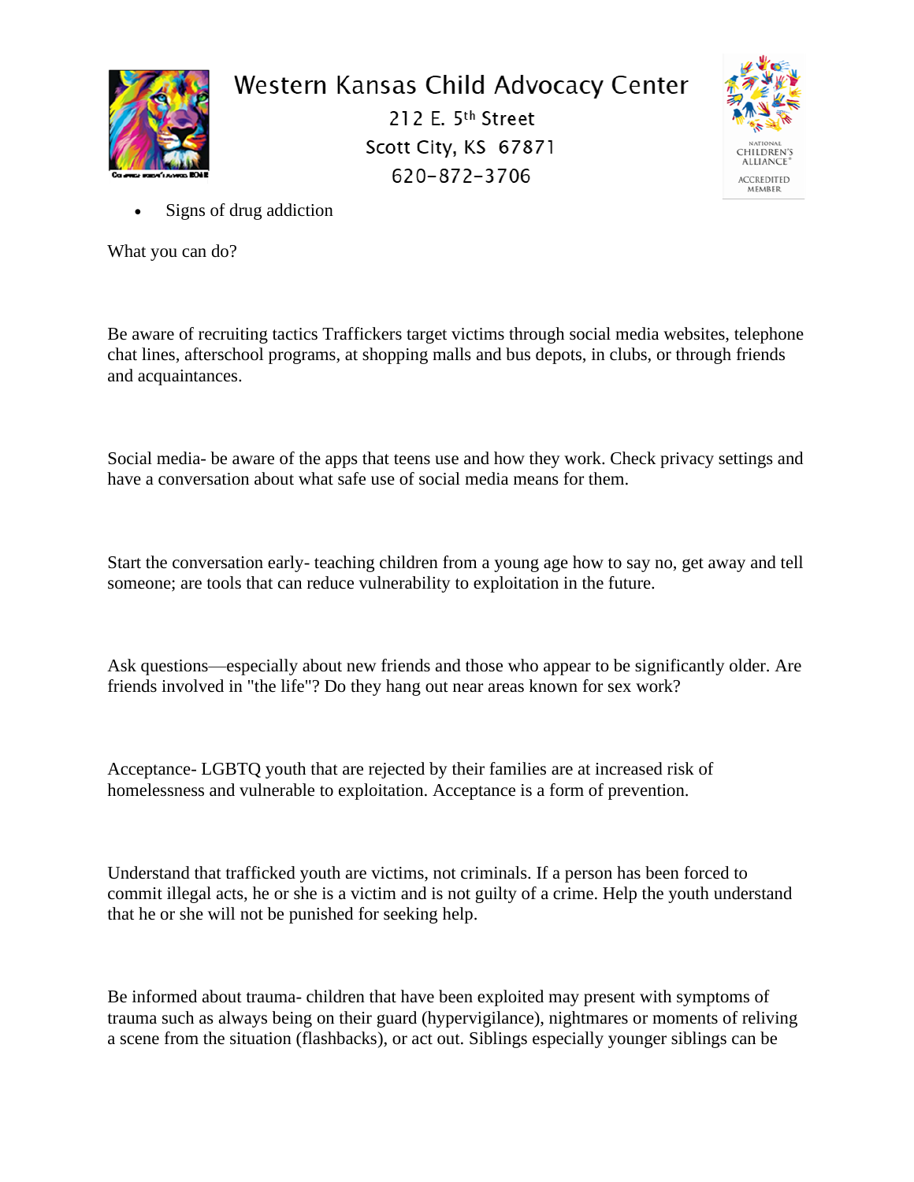- Signs of drug addiction

What you can do?

Be aware of recruiting tactics Traffickers target victims through social media websites, telephone chat lines, afterschool programs, at shopping malls and bus depots, in clubs, or through friends and acquaintances.

Social media- be aware of the apps that teens use and how they work. Check privacy settings and have a conversation about what safe use of social media means for them.

Start the conversation early- teaching children from a young age how to say no, get away and tell someone; are tools that can reduce vulnerability to exploitation in the future.

Ask questions—especially about new friends and those who appear to be significantly older. Are friends involved in "the life"? Do they hang out near areas known for sex work?

Acceptance- LGBTQ youth that are rejected by their families are at increased risk of homelessness and vulnerable to exploitation. Acceptance is a form of prevention.

Understand that trafficked youth are victims, not criminals. If a person has been forced to commit illegal acts, he or she is a victim and is not guilty of a crime. Help the youth understand that he or she will not be punished for seeking help.

Be informed about trauma- children that have been exploited may present with symptoms of trauma such as always being on their guard (hypervigilance), nightmares or moments of reliving a scene from the situation (flashbacks), or act out. Siblings especially younger siblings can be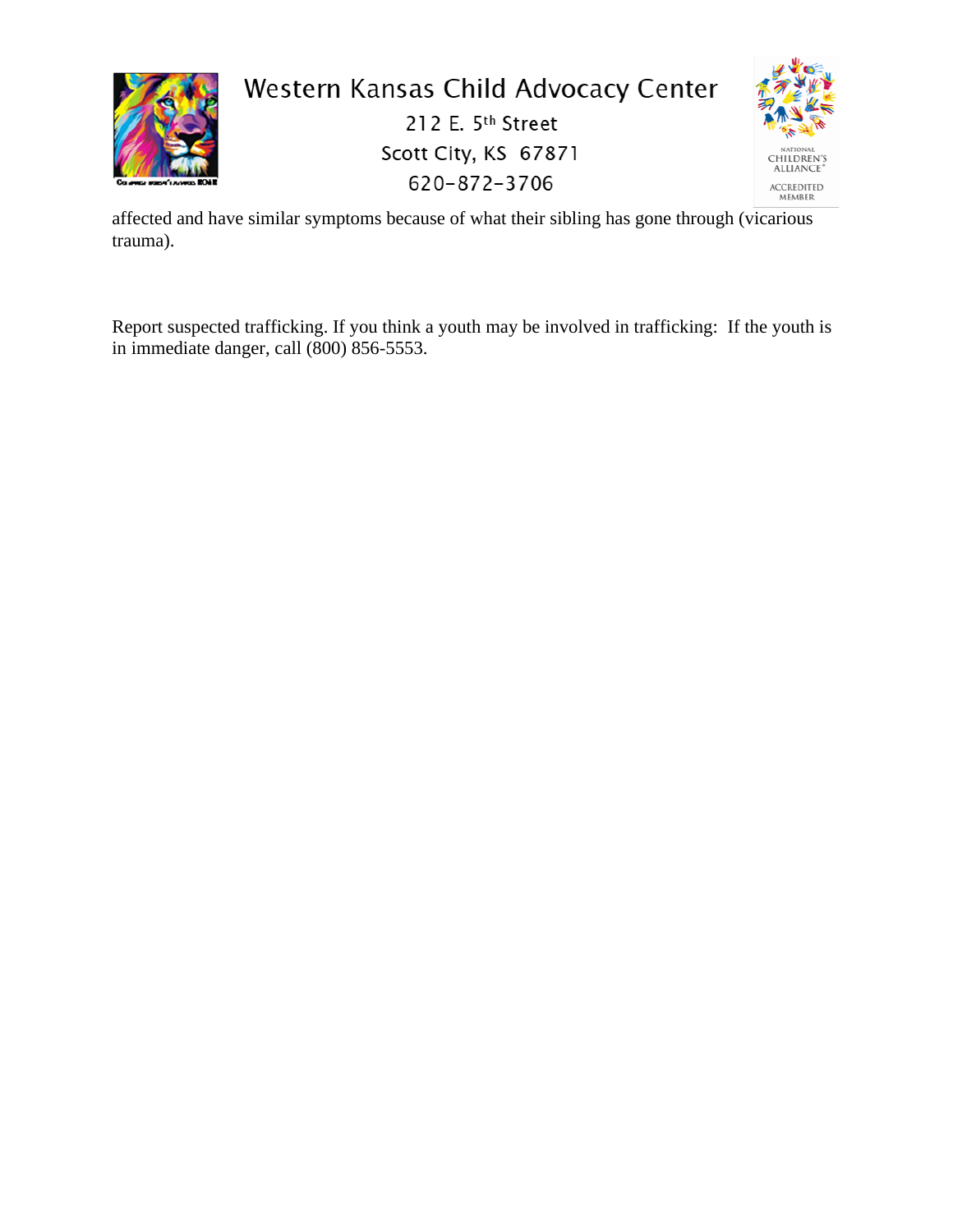affected and have similar symptoms because of what their sibling has gone through (vicarious trauma).

Report suspected trafficking. If you think a youth may be involved in trafficking: If the youth is in immediate danger, call (800) 856-5553.